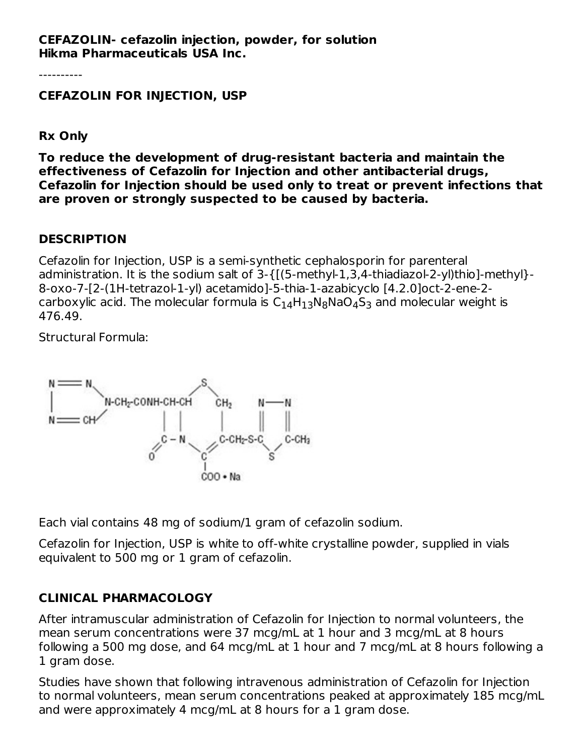**CEFAZOLIN- cefazolin injection, powder, for solution**
**Hikma Pharmaceuticals USA Inc.**

----------

**CEFAZOLIN FOR INJECTION, USP**

**Rx Only**

**To reduce the development of drug-resistant bacteria and maintain the effectiveness of Cefazolin for Injection and other antibacterial drugs, Cefazolin for Injection should be used only to treat or prevent infections that are proven or strongly suspected to be caused by bacteria.**

## DESCRIPTION

Cefazolin for Injection, USP is a semi-synthetic cephalosporin for parenteral administration. It is the sodium salt of 3-{[(5-methyl-1,3,4-thiadiazol-2-yl)thio]-methyl}-8-oxo-7-[2-(1H-tetrazol-1-yl) acetamido]-5-thia-1-azabicyclo [4.2.0]oct-2-ene-2-carboxylic acid. The molecular formula is $C_{14}H_{13}N_8NaO_4S_3$ and molecular weight is 476.49.

Structural Formula:

Each vial contains 48 mg of sodium/1 gram of cefazolin sodium.

Cefazolin for Injection, USP is white to off-white crystalline powder, supplied in vials equivalent to 500 mg or 1 gram of cefazolin.

## CLINICAL PHARMACOLOGY

After intramuscular administration of Cefazolin for Injection to normal volunteers, the mean serum concentrations were 37 mcg/mL at 1 hour and 3 mcg/mL at 8 hours following a 500 mg dose, and 64 mcg/mL at 1 hour and 7 mcg/mL at 8 hours following a 1 gram dose.

Studies have shown that following intravenous administration of Cefazolin for Injection to normal volunteers, mean serum concentrations peaked at approximately 185 mcg/mL and were approximately 4 mcg/mL at 8 hours for a 1 gram dose.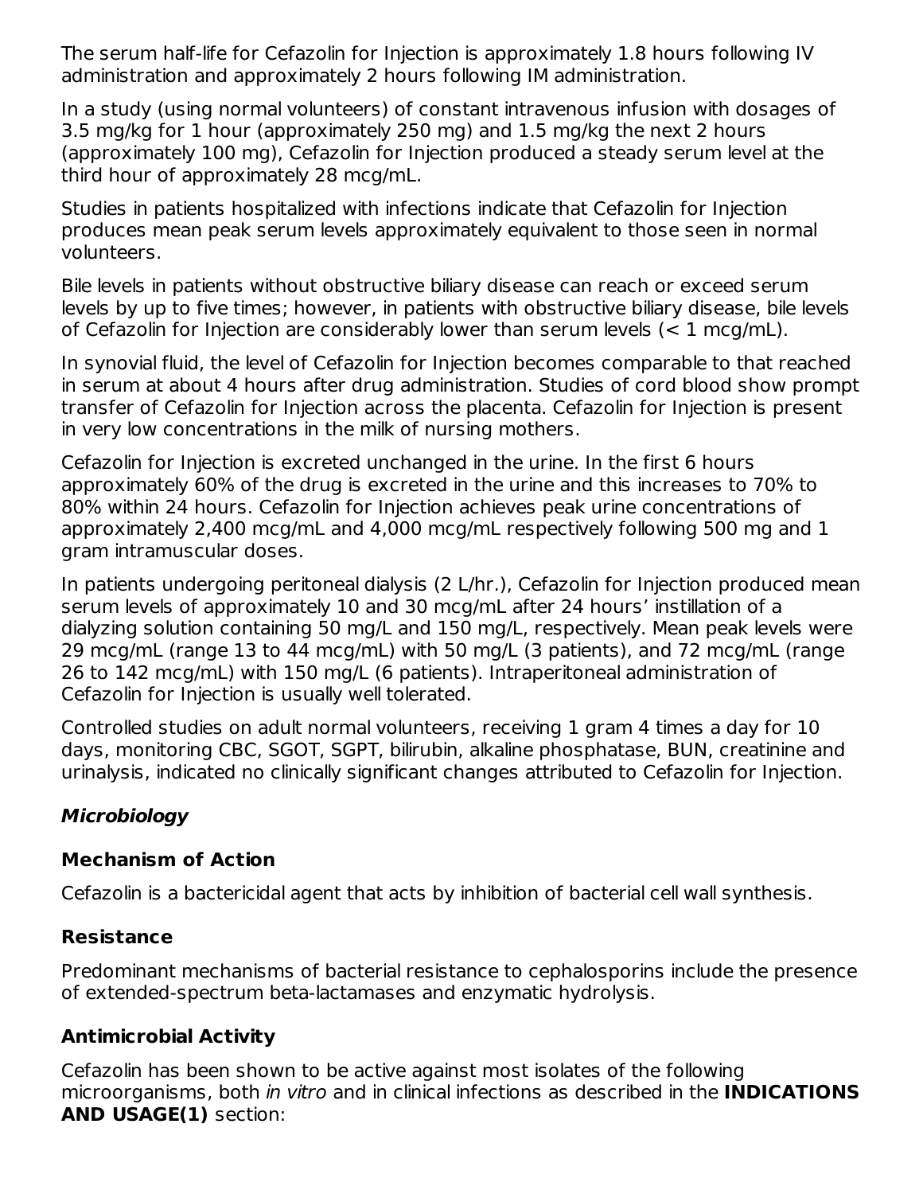The serum half-life for Cefazolin for Injection is approximately 1.8 hours following IV administration and approximately 2 hours following IM administration.

In a study (using normal volunteers) of constant intravenous infusion with dosages of 3.5 mg/kg for 1 hour (approximately 250 mg) and 1.5 mg/kg the next 2 hours (approximately 100 mg), Cefazolin for Injection produced a steady serum level at the third hour of approximately 28 mcg/mL.

Studies in patients hospitalized with infections indicate that Cefazolin for Injection produces mean peak serum levels approximately equivalent to those seen in normal volunteers.

Bile levels in patients without obstructive biliary disease can reach or exceed serum levels by up to five times; however, in patients with obstructive biliary disease, bile levels of Cefazolin for Injection are considerably lower than serum levels (< 1 mcg/mL).

In synovial fluid, the level of Cefazolin for Injection becomes comparable to that reached in serum at about 4 hours after drug administration. Studies of cord blood show prompt transfer of Cefazolin for Injection across the placenta. Cefazolin for Injection is present in very low concentrations in the milk of nursing mothers.

Cefazolin for Injection is excreted unchanged in the urine. In the first 6 hours approximately 60% of the drug is excreted in the urine and this increases to 70% to 80% within 24 hours. Cefazolin for Injection achieves peak urine concentrations of approximately 2,400 mcg/mL and 4,000 mcg/mL respectively following 500 mg and 1 gram intramuscular doses.

In patients undergoing peritoneal dialysis (2 L/hr.), Cefazolin for Injection produced mean serum levels of approximately 10 and 30 mcg/mL after 24 hours' instillation of a dialyzing solution containing 50 mg/L and 150 mg/L, respectively. Mean peak levels were 29 mcg/mL (range 13 to 44 mcg/mL) with 50 mg/L (3 patients), and 72 mcg/mL (range 26 to 142 mcg/mL) with 150 mg/L (6 patients). Intraperitoneal administration of Cefazolin for Injection is usually well tolerated.

Controlled studies on adult normal volunteers, receiving 1 gram 4 times a day for 10 days, monitoring CBC, SGOT, SGPT, bilirubin, alkaline phosphatase, BUN, creatinine and urinalysis, indicated no clinically significant changes attributed to Cefazolin for Injection.

### ***Microbiology***

#### **Mechanism of Action**

Cefazolin is a bactericidal agent that acts by inhibition of bacterial cell wall synthesis.

#### **Resistance**

Predominant mechanisms of bacterial resistance to cephalosporins include the presence of extended-spectrum beta-lactamases and enzymatic hydrolysis.

#### **Antimicrobial Activity**

Cefazolin has been shown to be active against most isolates of the following microorganisms, both *in vitro* and in clinical infections as described in the **INDICATIONS AND USAGE(1)** section: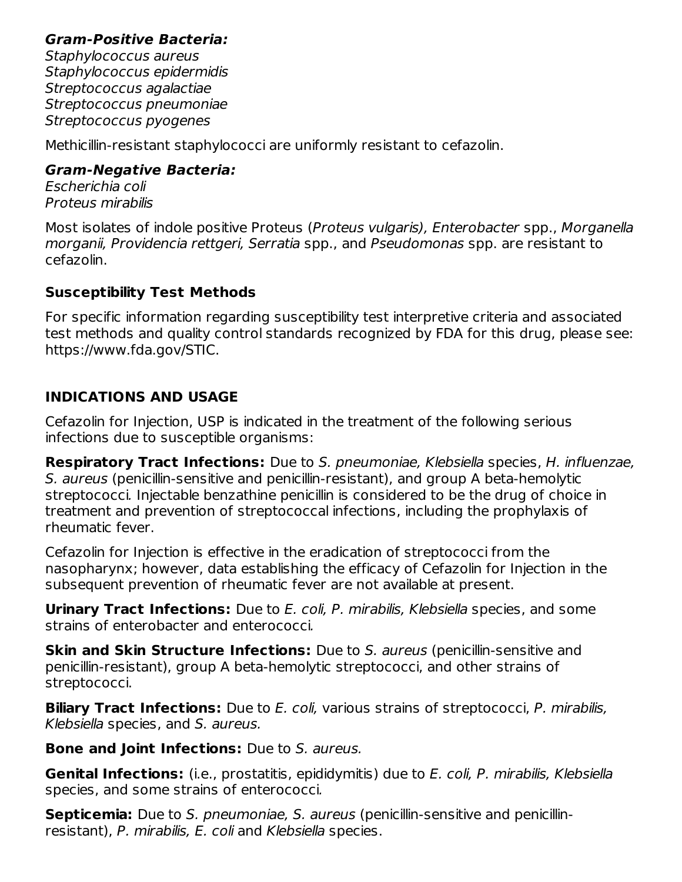***Gram-Positive Bacteria:***
*Staphylococcus aureus*
*Staphylococcus epidermidis*
*Streptococcus agalactiae*
*Streptococcus pneumoniae*
*Streptococcus pyogenes*

Methicillin-resistant staphylococci are uniformly resistant to cefazolin.

***Gram-Negative Bacteria:***
*Escherichia coli*
*Proteus mirabilis*

Most isolates of indole positive Proteus (*Proteus vulgaris), Enterobacter* spp., *Morganella morganii, Providencia rettgeri, Serratia* spp., and *Pseudomonas* spp. are resistant to cefazolin.

### Susceptibility Test Methods

For specific information regarding susceptibility test interpretive criteria and associated test methods and quality control standards recognized by FDA for this drug, please see: https://www.fda.gov/STIC.

## INDICATIONS AND USAGE

Cefazolin for Injection, USP is indicated in the treatment of the following serious infections due to susceptible organisms:

**Respiratory Tract Infections:** Due to *S. pneumoniae, Klebsiella* species, *H. influenzae, S. aureus* (penicillin-sensitive and penicillin-resistant), and group A beta-hemolytic streptococci. Injectable benzathine penicillin is considered to be the drug of choice in treatment and prevention of streptococcal infections, including the prophylaxis of rheumatic fever.

Cefazolin for Injection is effective in the eradication of streptococci from the nasopharynx; however, data establishing the efficacy of Cefazolin for Injection in the subsequent prevention of rheumatic fever are not available at present.

**Urinary Tract Infections:** Due to *E. coli, P. mirabilis, Klebsiella* species, and some strains of enterobacter and enterococci.

**Skin and Skin Structure Infections:** Due to *S. aureus* (penicillin-sensitive and penicillin-resistant), group A beta-hemolytic streptococci, and other strains of streptococci.

**Biliary Tract Infections:** Due to *E. coli,* various strains of streptococci, *P. mirabilis, Klebsiella* species, and *S. aureus.*

**Bone and Joint Infections:** Due to *S. aureus.*

**Genital Infections:** (i.e., prostatitis, epididymitis) due to *E. coli, P. mirabilis, Klebsiella* species, and some strains of enterococci.

**Septicemia:** Due to *S. pneumoniae, S. aureus* (penicillin-sensitive and penicillin-resistant), *P. mirabilis, E. coli* and *Klebsiella* species.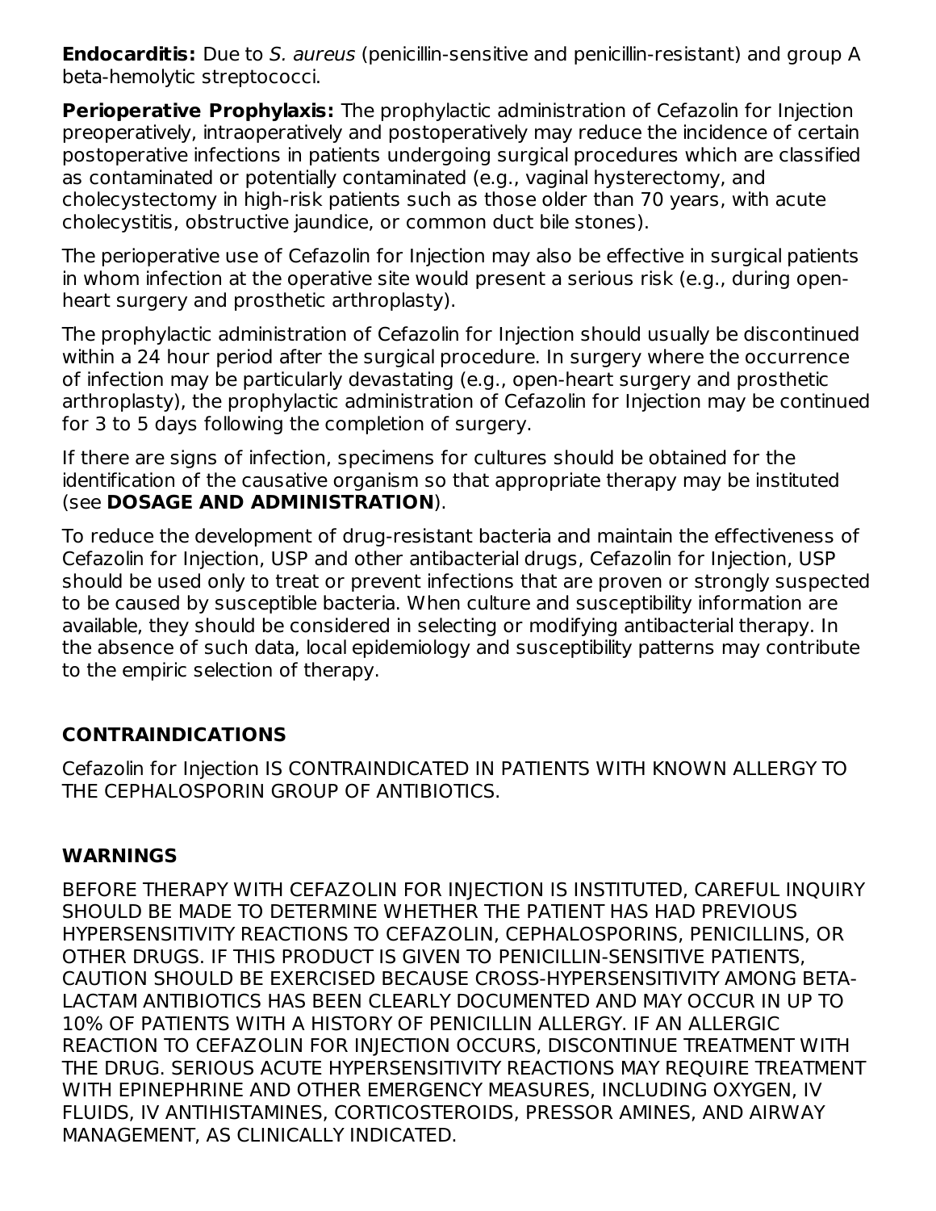**Endocarditis:** Due to *S. aureus* (penicillin-sensitive and penicillin-resistant) and group A beta-hemolytic streptococci.

**Perioperative Prophylaxis:** The prophylactic administration of Cefazolin for Injection preoperatively, intraoperatively and postoperatively may reduce the incidence of certain postoperative infections in patients undergoing surgical procedures which are classified as contaminated or potentially contaminated (e.g., vaginal hysterectomy, and cholecystectomy in high-risk patients such as those older than 70 years, with acute cholecystitis, obstructive jaundice, or common duct bile stones).

The perioperative use of Cefazolin for Injection may also be effective in surgical patients in whom infection at the operative site would present a serious risk (e.g., during open-heart surgery and prosthetic arthroplasty).

The prophylactic administration of Cefazolin for Injection should usually be discontinued within a 24 hour period after the surgical procedure. In surgery where the occurrence of infection may be particularly devastating (e.g., open-heart surgery and prosthetic arthroplasty), the prophylactic administration of Cefazolin for Injection may be continued for 3 to 5 days following the completion of surgery.

If there are signs of infection, specimens for cultures should be obtained for the identification of the causative organism so that appropriate therapy may be instituted (see **DOSAGE AND ADMINISTRATION**).

To reduce the development of drug-resistant bacteria and maintain the effectiveness of Cefazolin for Injection, USP and other antibacterial drugs, Cefazolin for Injection, USP should be used only to treat or prevent infections that are proven or strongly suspected to be caused by susceptible bacteria. When culture and susceptibility information are available, they should be considered in selecting or modifying antibacterial therapy. In the absence of such data, local epidemiology and susceptibility patterns may contribute to the empiric selection of therapy.

## CONTRAINDICATIONS

Cefazolin for Injection IS CONTRAINDICATED IN PATIENTS WITH KNOWN ALLERGY TO THE CEPHALOSPORIN GROUP OF ANTIBIOTICS.

## WARNINGS

BEFORE THERAPY WITH CEFAZOLIN FOR INJECTION IS INSTITUTED, CAREFUL INQUIRY SHOULD BE MADE TO DETERMINE WHETHER THE PATIENT HAS HAD PREVIOUS HYPERSENSITIVITY REACTIONS TO CEFAZOLIN, CEPHALOSPORINS, PENICILLINS, OR OTHER DRUGS. IF THIS PRODUCT IS GIVEN TO PENICILLIN-SENSITIVE PATIENTS, CAUTION SHOULD BE EXERCISED BECAUSE CROSS-HYPERSENSITIVITY AMONG BETA-LACTAM ANTIBIOTICS HAS BEEN CLEARLY DOCUMENTED AND MAY OCCUR IN UP TO 10% OF PATIENTS WITH A HISTORY OF PENICILLIN ALLERGY. IF AN ALLERGIC REACTION TO CEFAZOLIN FOR INJECTION OCCURS, DISCONTINUE TREATMENT WITH THE DRUG. SERIOUS ACUTE HYPERSENSITIVITY REACTIONS MAY REQUIRE TREATMENT WITH EPINEPHRINE AND OTHER EMERGENCY MEASURES, INCLUDING OXYGEN, IV FLUIDS, IV ANTIHISTAMINES, CORTICOSTEROIDS, PRESSOR AMINES, AND AIRWAY MANAGEMENT, AS CLINICALLY INDICATED.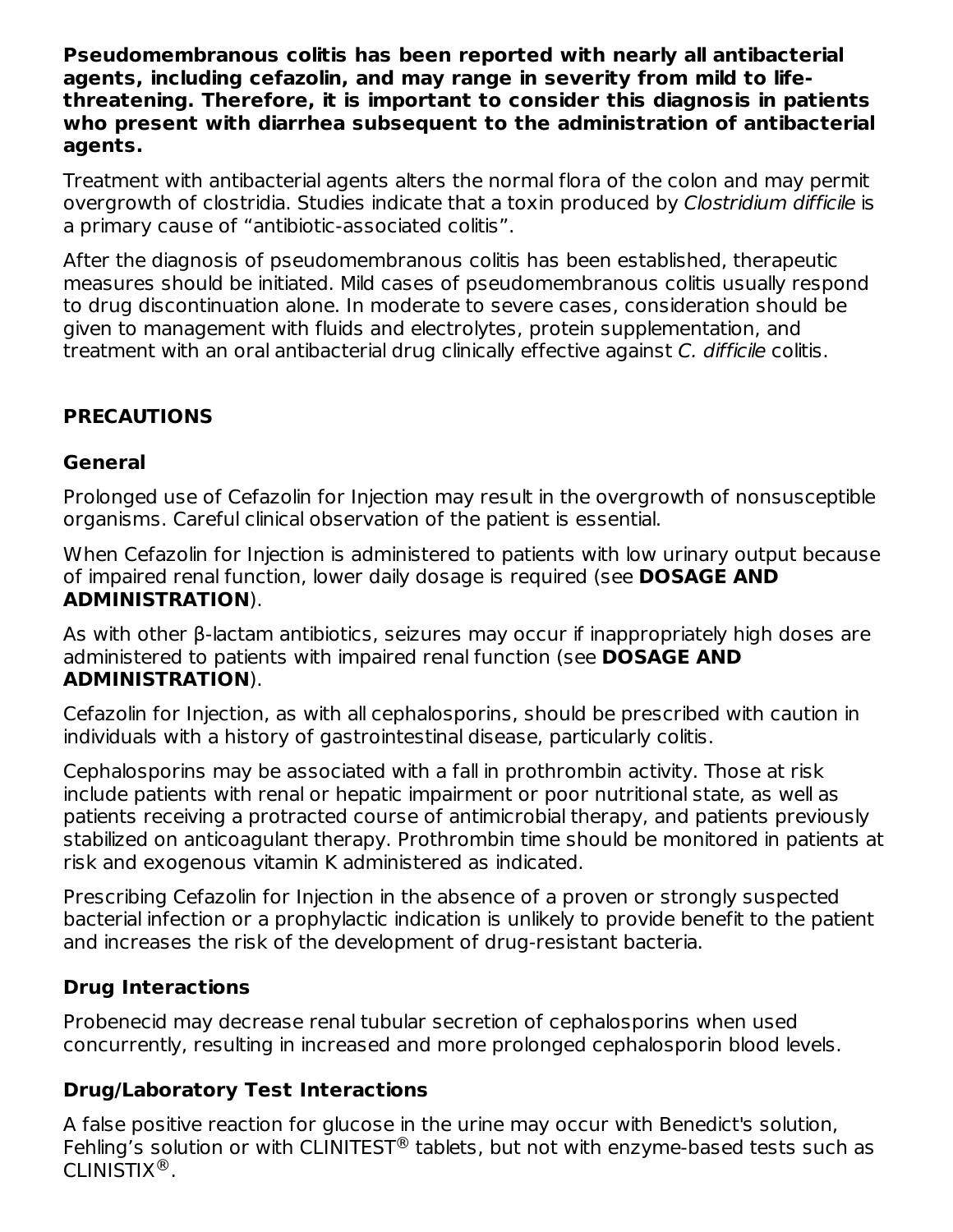**Pseudomembranous colitis has been reported with nearly all antibacterial agents, including cefazolin, and may range in severity from mild to life-threatening. Therefore, it is important to consider this diagnosis in patients who present with diarrhea subsequent to the administration of antibacterial agents.**

Treatment with antibacterial agents alters the normal flora of the colon and may permit overgrowth of clostridia. Studies indicate that a toxin produced by *Clostridium difficile* is a primary cause of “antibiotic-associated colitis”.

After the diagnosis of pseudomembranous colitis has been established, therapeutic measures should be initiated. Mild cases of pseudomembranous colitis usually respond to drug discontinuation alone. In moderate to severe cases, consideration should be given to management with fluids and electrolytes, protein supplementation, and treatment with an oral antibacterial drug clinically effective against *C. difficile* colitis.

## PRECAUTIONS

### General

Prolonged use of Cefazolin for Injection may result in the overgrowth of nonsusceptible organisms. Careful clinical observation of the patient is essential.

When Cefazolin for Injection is administered to patients with low urinary output because of impaired renal function, lower daily dosage is required (see **DOSAGE AND ADMINISTRATION**).

As with other β-lactam antibiotics, seizures may occur if inappropriately high doses are administered to patients with impaired renal function (see **DOSAGE AND ADMINISTRATION**).

Cefazolin for Injection, as with all cephalosporins, should be prescribed with caution in individuals with a history of gastrointestinal disease, particularly colitis.

Cephalosporins may be associated with a fall in prothrombin activity. Those at risk include patients with renal or hepatic impairment or poor nutritional state, as well as patients receiving a protracted course of antimicrobial therapy, and patients previously stabilized on anticoagulant therapy. Prothrombin time should be monitored in patients at risk and exogenous vitamin K administered as indicated.

Prescribing Cefazolin for Injection in the absence of a proven or strongly suspected bacterial infection or a prophylactic indication is unlikely to provide benefit to the patient and increases the risk of the development of drug-resistant bacteria.

### Drug Interactions

Probenecid may decrease renal tubular secretion of cephalosporins when used concurrently, resulting in increased and more prolonged cephalosporin blood levels.

### Drug/Laboratory Test Interactions

A false positive reaction for glucose in the urine may occur with Benedict's solution, Fehling’s solution or with CLINITEST® tablets, but not with enzyme-based tests such as CLINISTIX®.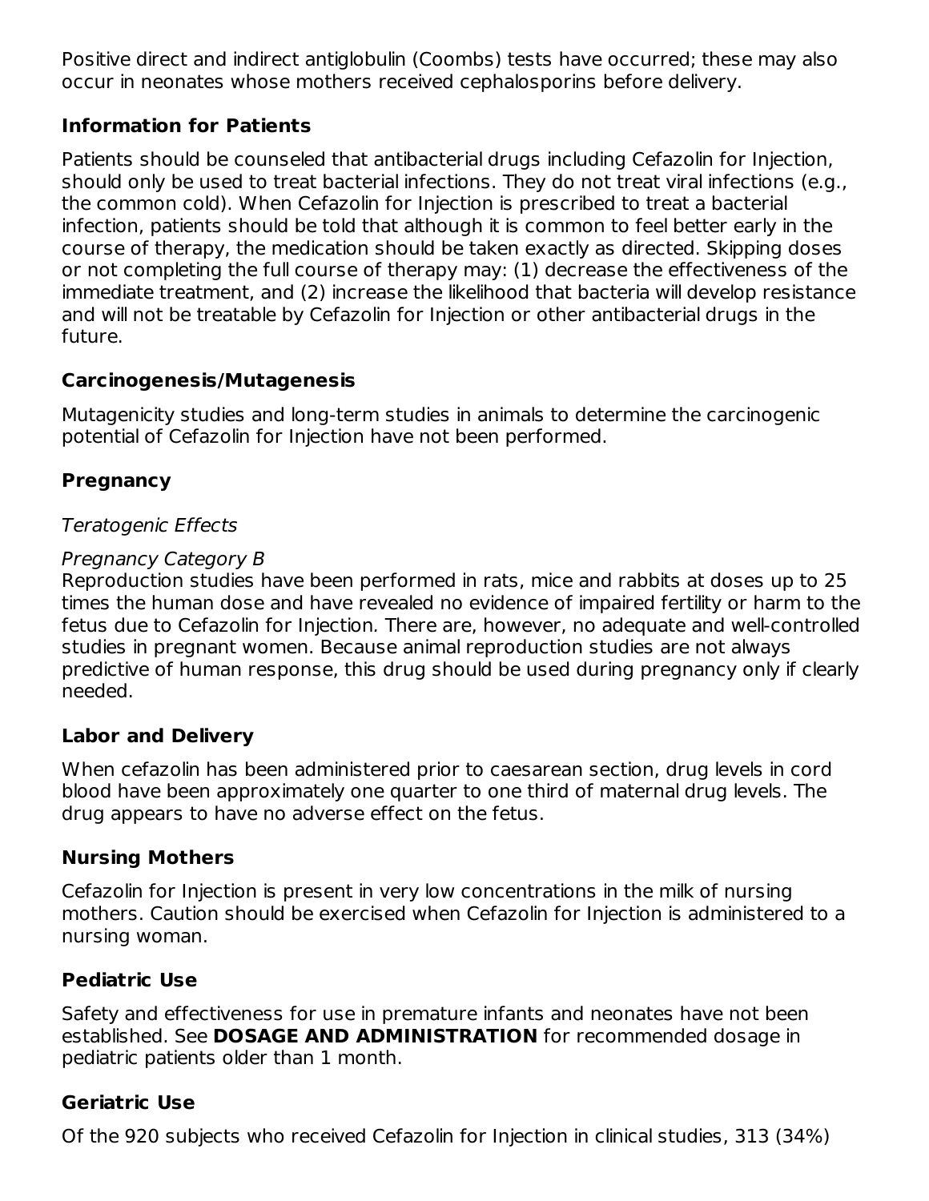Positive direct and indirect antiglobulin (Coombs) tests have occurred; these may also occur in neonates whose mothers received cephalosporins before delivery.

### Information for Patients

Patients should be counseled that antibacterial drugs including Cefazolin for Injection, should only be used to treat bacterial infections. They do not treat viral infections (e.g., the common cold). When Cefazolin for Injection is prescribed to treat a bacterial infection, patients should be told that although it is common to feel better early in the course of therapy, the medication should be taken exactly as directed. Skipping doses or not completing the full course of therapy may: (1) decrease the effectiveness of the immediate treatment, and (2) increase the likelihood that bacteria will develop resistance and will not be treatable by Cefazolin for Injection or other antibacterial drugs in the future.

### Carcinogenesis/Mutagenesis

Mutagenicity studies and long-term studies in animals to determine the carcinogenic potential of Cefazolin for Injection have not been performed.

### Pregnancy

*Teratogenic Effects*

*Pregnancy Category B*
Reproduction studies have been performed in rats, mice and rabbits at doses up to 25 times the human dose and have revealed no evidence of impaired fertility or harm to the fetus due to Cefazolin for Injection. There are, however, no adequate and well-controlled studies in pregnant women. Because animal reproduction studies are not always predictive of human response, this drug should be used during pregnancy only if clearly needed.

### Labor and Delivery

When cefazolin has been administered prior to caesarean section, drug levels in cord blood have been approximately one quarter to one third of maternal drug levels. The drug appears to have no adverse effect on the fetus.

### Nursing Mothers

Cefazolin for Injection is present in very low concentrations in the milk of nursing mothers. Caution should be exercised when Cefazolin for Injection is administered to a nursing woman.

### Pediatric Use

Safety and effectiveness for use in premature infants and neonates have not been established. See **DOSAGE AND ADMINISTRATION** for recommended dosage in pediatric patients older than 1 month.

### Geriatric Use

Of the 920 subjects who received Cefazolin for Injection in clinical studies, 313 (34%)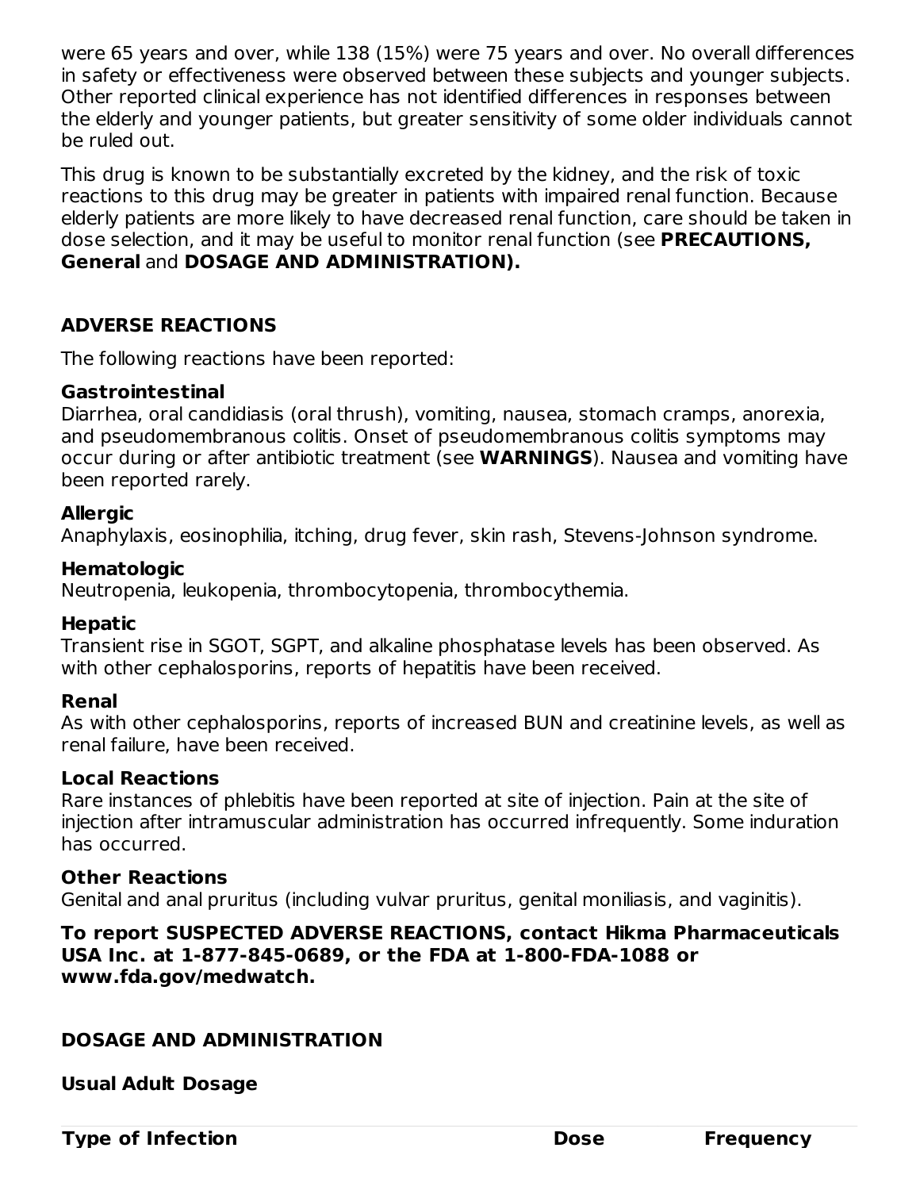were 65 years and over, while 138 (15%) were 75 years and over. No overall differences in safety or effectiveness were observed between these subjects and younger subjects. Other reported clinical experience has not identified differences in responses between the elderly and younger patients, but greater sensitivity of some older individuals cannot be ruled out.

This drug is known to be substantially excreted by the kidney, and the risk of toxic reactions to this drug may be greater in patients with impaired renal function. Because elderly patients are more likely to have decreased renal function, care should be taken in dose selection, and it may be useful to monitor renal function (see **PRECAUTIONS, General** and **DOSAGE AND ADMINISTRATION).**

## ADVERSE REACTIONS

The following reactions have been reported:

**Gastrointestinal**
Diarrhea, oral candidiasis (oral thrush), vomiting, nausea, stomach cramps, anorexia, and pseudomembranous colitis. Onset of pseudomembranous colitis symptoms may occur during or after antibiotic treatment (see **WARNINGS**). Nausea and vomiting have been reported rarely.

**Allergic**
Anaphylaxis, eosinophilia, itching, drug fever, skin rash, Stevens-Johnson syndrome.

**Hematologic**
Neutropenia, leukopenia, thrombocytopenia, thrombocythemia.

**Hepatic**
Transient rise in SGOT, SGPT, and alkaline phosphatase levels has been observed. As with other cephalosporins, reports of hepatitis have been received.

**Renal**
As with other cephalosporins, reports of increased BUN and creatinine levels, as well as renal failure, have been received.

**Local Reactions**
Rare instances of phlebitis have been reported at site of injection. Pain at the site of injection after intramuscular administration has occurred infrequently. Some induration has occurred.

**Other Reactions**
Genital and anal pruritus (including vulvar pruritus, genital moniliasis, and vaginitis).

**To report SUSPECTED ADVERSE REACTIONS, contact Hikma Pharmaceuticals USA Inc. at 1-877-845-0689, or the FDA at 1-800-FDA-1088 or www.fda.gov/medwatch.**

## DOSAGE AND ADMINISTRATION

**Usual Adult Dosage**

| Type of Infection | Dose | Frequency |
| --- | --- | --- |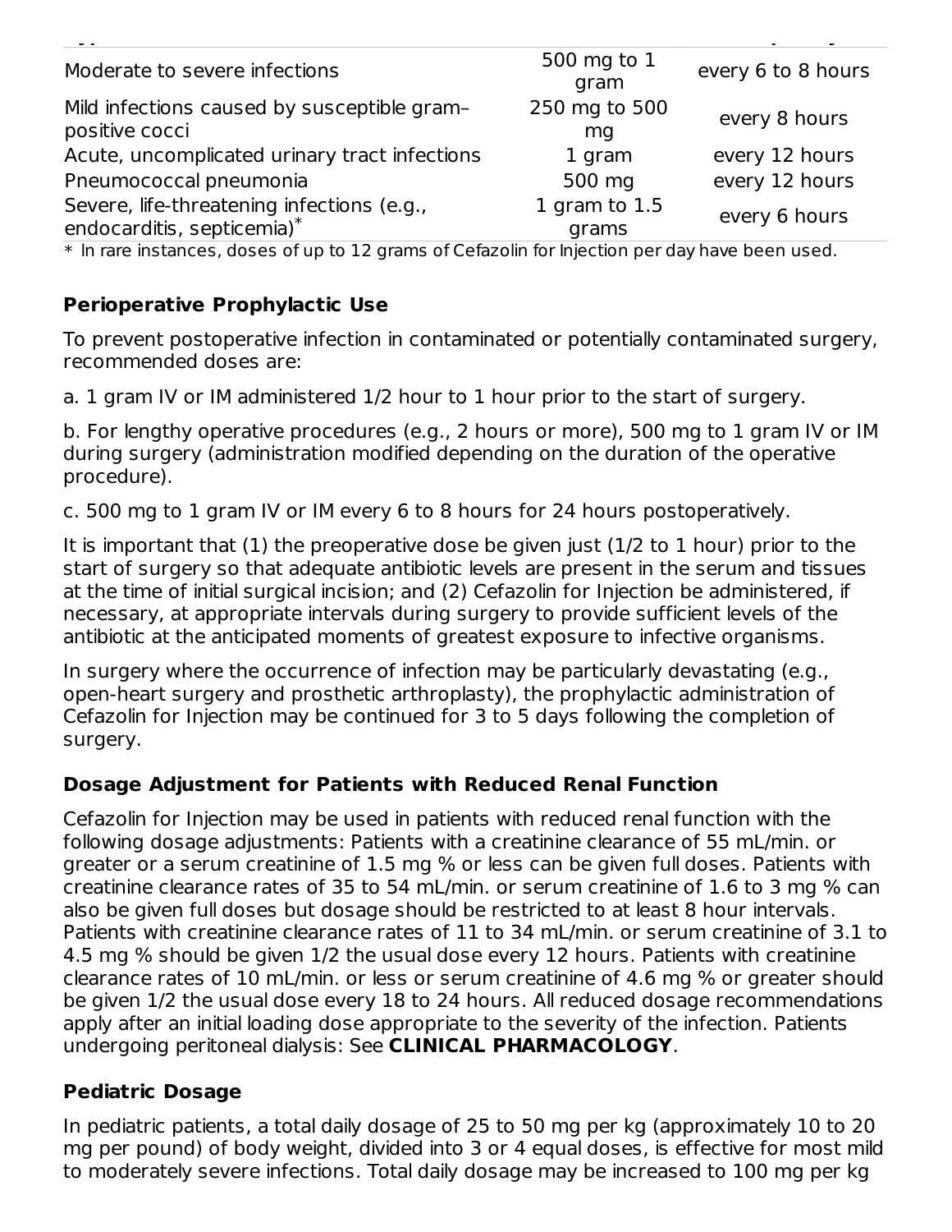| | | |
|---|---|---|
| Moderate to severe infections | 500 mg to 1 gram | every 6 to 8 hours |
| Mild infections caused by susceptible gram–positive cocci | 250 mg to 500 mg | every 8 hours |
| Acute, uncomplicated urinary tract infections | 1 gram | every 12 hours |
| Pneumococcal pneumonia | 500 mg | every 12 hours |
| Severe, life-threatening infections (e.g., endocarditis, septicemia)* | 1 gram to 1.5 grams | every 6 hours |

* In rare instances, doses of up to 12 grams of Cefazolin for Injection per day have been used.

### Perioperative Prophylactic Use

To prevent postoperative infection in contaminated or potentially contaminated surgery, recommended doses are:

a. 1 gram IV or IM administered 1/2 hour to 1 hour prior to the start of surgery.

b. For lengthy operative procedures (e.g., 2 hours or more), 500 mg to 1 gram IV or IM during surgery (administration modified depending on the duration of the operative procedure).

c. 500 mg to 1 gram IV or IM every 6 to 8 hours for 24 hours postoperatively.

It is important that (1) the preoperative dose be given just (1/2 to 1 hour) prior to the start of surgery so that adequate antibiotic levels are present in the serum and tissues at the time of initial surgical incision; and (2) Cefazolin for Injection be administered, if necessary, at appropriate intervals during surgery to provide sufficient levels of the antibiotic at the anticipated moments of greatest exposure to infective organisms.

In surgery where the occurrence of infection may be particularly devastating (e.g., open-heart surgery and prosthetic arthroplasty), the prophylactic administration of Cefazolin for Injection may be continued for 3 to 5 days following the completion of surgery.

### Dosage Adjustment for Patients with Reduced Renal Function

Cefazolin for Injection may be used in patients with reduced renal function with the following dosage adjustments: Patients with a creatinine clearance of 55 mL/min. or greater or a serum creatinine of 1.5 mg % or less can be given full doses. Patients with creatinine clearance rates of 35 to 54 mL/min. or serum creatinine of 1.6 to 3 mg % can also be given full doses but dosage should be restricted to at least 8 hour intervals. Patients with creatinine clearance rates of 11 to 34 mL/min. or serum creatinine of 3.1 to 4.5 mg % should be given 1/2 the usual dose every 12 hours. Patients with creatinine clearance rates of 10 mL/min. or less or serum creatinine of 4.6 mg % or greater should be given 1/2 the usual dose every 18 to 24 hours. All reduced dosage recommendations apply after an initial loading dose appropriate to the severity of the infection. Patients undergoing peritoneal dialysis: See **CLINICAL PHARMACOLOGY**.

### Pediatric Dosage

In pediatric patients, a total daily dosage of 25 to 50 mg per kg (approximately 10 to 20 mg per pound) of body weight, divided into 3 or 4 equal doses, is effective for most mild to moderately severe infections. Total daily dosage may be increased to 100 mg per kg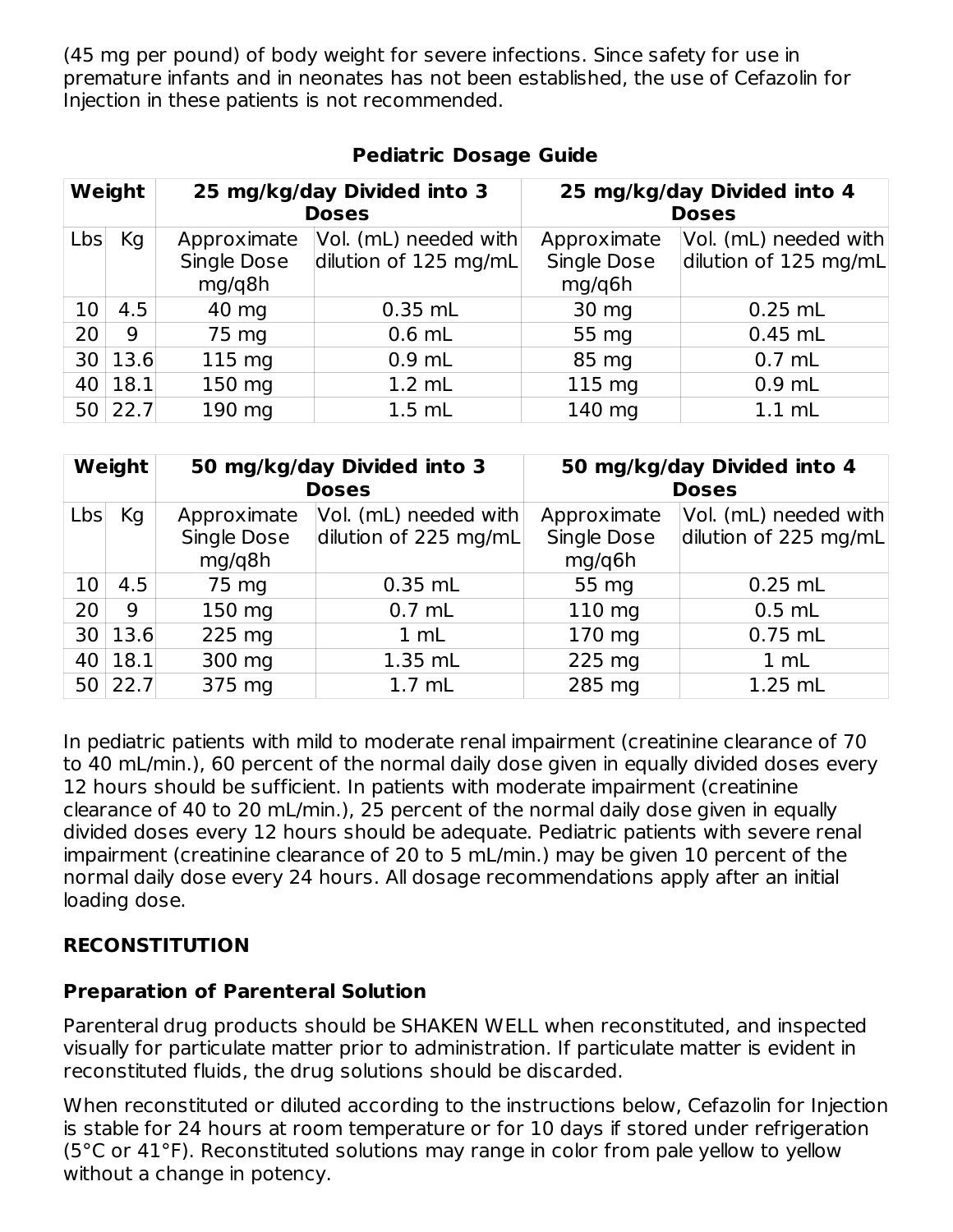(45 mg per pound) of body weight for severe infections. Since safety for use in premature infants and in neonates has not been established, the use of Cefazolin for Injection in these patients is not recommended.

**Pediatric Dosage Guide**

| Weight | | 25 mg/kg/day Divided into 3 Doses | | 25 mg/kg/day Divided into 4 Doses | |
|---|---|---|---|---|---|
| Lbs | Kg | Approximate Single Dose mg/q8h | Vol. (mL) needed with dilution of 125 mg/mL | Approximate Single Dose mg/q6h | Vol. (mL) needed with dilution of 125 mg/mL |
| 10 | 4.5 | 40 mg | 0.35 mL | 30 mg | 0.25 mL |
| 20 | 9 | 75 mg | 0.6 mL | 55 mg | 0.45 mL |
| 30 | 13.6 | 115 mg | 0.9 mL | 85 mg | 0.7 mL |
| 40 | 18.1 | 150 mg | 1.2 mL | 115 mg | 0.9 mL |
| 50 | 22.7 | 190 mg | 1.5 mL | 140 mg | 1.1 mL |

| Weight | | 50 mg/kg/day Divided into 3 Doses | | 50 mg/kg/day Divided into 4 Doses | |
|---|---|---|---|---|---|
| Lbs | Kg | Approximate Single Dose mg/q8h | Vol. (mL) needed with dilution of 225 mg/mL | Approximate Single Dose mg/q6h | Vol. (mL) needed with dilution of 225 mg/mL |
| 10 | 4.5 | 75 mg | 0.35 mL | 55 mg | 0.25 mL |
| 20 | 9 | 150 mg | 0.7 mL | 110 mg | 0.5 mL |
| 30 | 13.6 | 225 mg | 1 mL | 170 mg | 0.75 mL |
| 40 | 18.1 | 300 mg | 1.35 mL | 225 mg | 1 mL |
| 50 | 22.7 | 375 mg | 1.7 mL | 285 mg | 1.25 mL |

In pediatric patients with mild to moderate renal impairment (creatinine clearance of 70 to 40 mL/min.), 60 percent of the normal daily dose given in equally divided doses every 12 hours should be sufficient. In patients with moderate impairment (creatinine clearance of 40 to 20 mL/min.), 25 percent of the normal daily dose given in equally divided doses every 12 hours should be adequate. Pediatric patients with severe renal impairment (creatinine clearance of 20 to 5 mL/min.) may be given 10 percent of the normal daily dose every 24 hours. All dosage recommendations apply after an initial loading dose.

## RECONSTITUTION

### Preparation of Parenteral Solution

Parenteral drug products should be SHAKEN WELL when reconstituted, and inspected visually for particulate matter prior to administration. If particulate matter is evident in reconstituted fluids, the drug solutions should be discarded.

When reconstituted or diluted according to the instructions below, Cefazolin for Injection is stable for 24 hours at room temperature or for 10 days if stored under refrigeration (5°C or 41°F). Reconstituted solutions may range in color from pale yellow to yellow without a change in potency.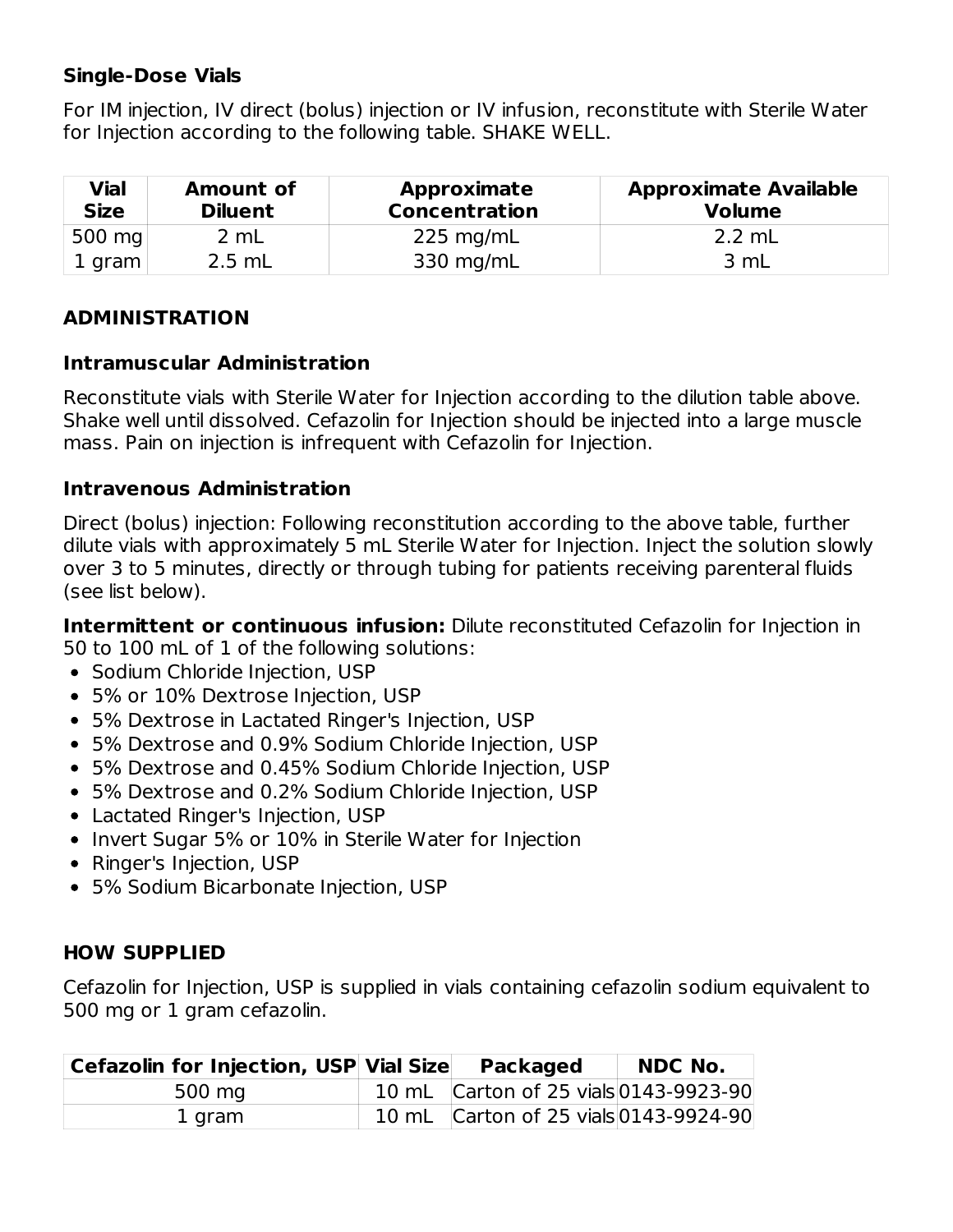### Single-Dose Vials

For IM injection, IV direct (bolus) injection or IV infusion, reconstitute with Sterile Water for Injection according to the following table. SHAKE WELL.

| Vial Size | Amount of Diluent | Approximate Concentration | Approximate Available Volume |
|---|---|---|---|
| 500 mg | 2 mL | 225 mg/mL | 2.2 mL |
| 1 gram | 2.5 mL | 330 mg/mL | 3 mL |

## ADMINISTRATION

### Intramuscular Administration

Reconstitute vials with Sterile Water for Injection according to the dilution table above. Shake well until dissolved. Cefazolin for Injection should be injected into a large muscle mass. Pain on injection is infrequent with Cefazolin for Injection.

### Intravenous Administration

Direct (bolus) injection: Following reconstitution according to the above table, further dilute vials with approximately 5 mL Sterile Water for Injection. Inject the solution slowly over 3 to 5 minutes, directly or through tubing for patients receiving parenteral fluids (see list below).

**Intermittent or continuous infusion:** Dilute reconstituted Cefazolin for Injection in 50 to 100 mL of 1 of the following solutions:

- Sodium Chloride Injection, USP
- 5% or 10% Dextrose Injection, USP
- 5% Dextrose in Lactated Ringer's Injection, USP
- 5% Dextrose and 0.9% Sodium Chloride Injection, USP
- 5% Dextrose and 0.45% Sodium Chloride Injection, USP
- 5% Dextrose and 0.2% Sodium Chloride Injection, USP
- Lactated Ringer's Injection, USP
- Invert Sugar 5% or 10% in Sterile Water for Injection
- Ringer's Injection, USP
- 5% Sodium Bicarbonate Injection, USP

## HOW SUPPLIED

Cefazolin for Injection, USP is supplied in vials containing cefazolin sodium equivalent to 500 mg or 1 gram cefazolin.

| Cefazolin for Injection, USP | Vial Size | Packaged | NDC No. |
|---|---|---|---|
| 500 mg | 10 mL | Carton of 25 vials | 0143-9923-90 |
| 1 gram | 10 mL | Carton of 25 vials | 0143-9924-90 |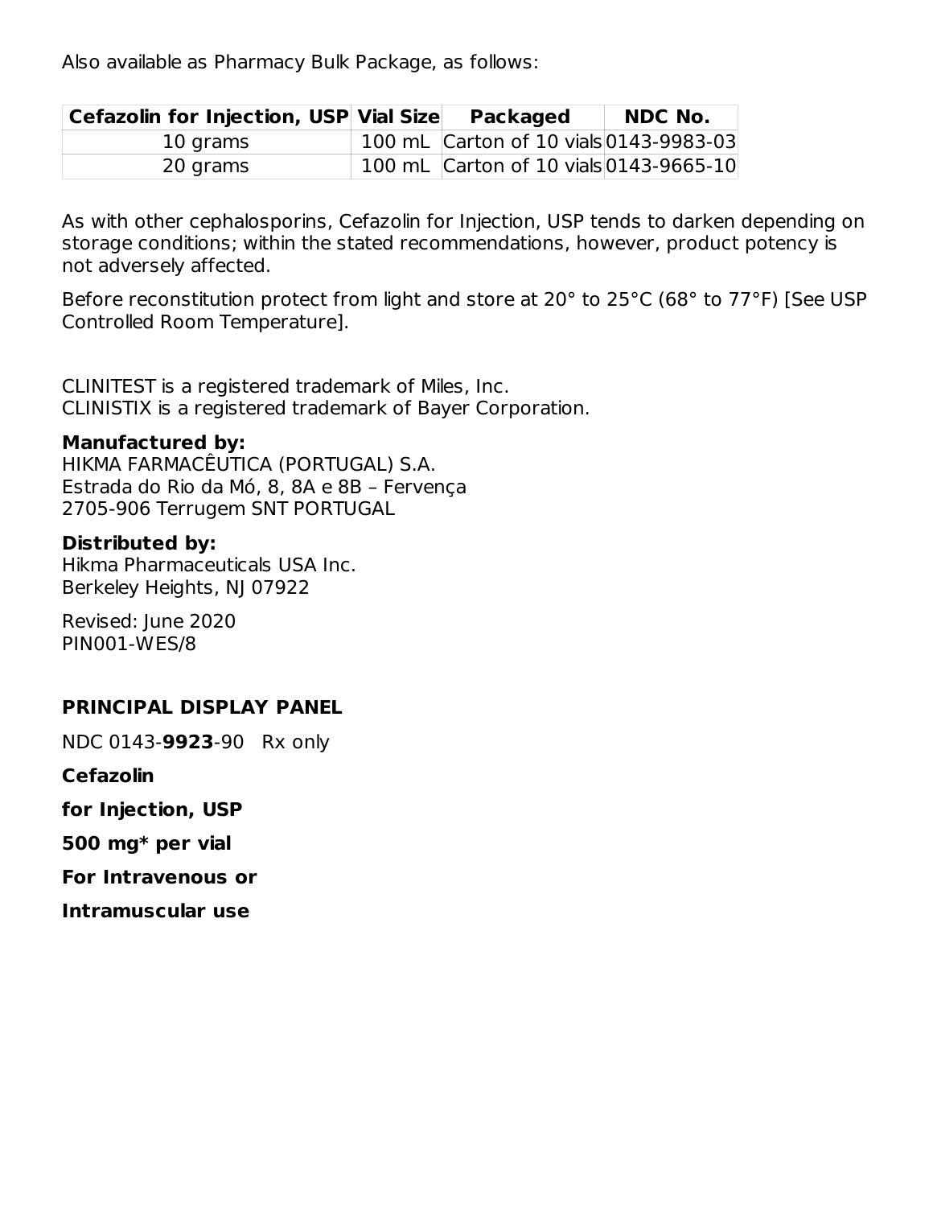Also available as Pharmacy Bulk Package, as follows:

| Cefazolin for Injection, USP | Vial Size | Packaged | NDC No. |
| --- | --- | --- | --- |
| 10 grams | 100 mL | Carton of 10 vials | 0143-9983-03 |
| 20 grams | 100 mL | Carton of 10 vials | 0143-9665-10 |

As with other cephalosporins, Cefazolin for Injection, USP tends to darken depending on storage conditions; within the stated recommendations, however, product potency is not adversely affected.

Before reconstitution protect from light and store at 20° to 25°C (68° to 77°F) [See USP Controlled Room Temperature].

CLINITEST is a registered trademark of Miles, Inc.
CLINISTIX is a registered trademark of Bayer Corporation.

**Manufactured by:**
HIKMA FARMACÊUTICA (PORTUGAL) S.A.
Estrada do Rio da Mó, 8, 8A e 8B – Fervença
2705-906 Terrugem SNT PORTUGAL

**Distributed by:**
Hikma Pharmaceuticals USA Inc.
Berkeley Heights, NJ 07922

Revised: June 2020
PIN001-WES/8

**PRINCIPAL DISPLAY PANEL**

NDC 0143-**9923**-90 Rx only

**Cefazolin**

**for Injection, USP**

**500 mg* per vial**

**For Intravenous or**

**Intramuscular use**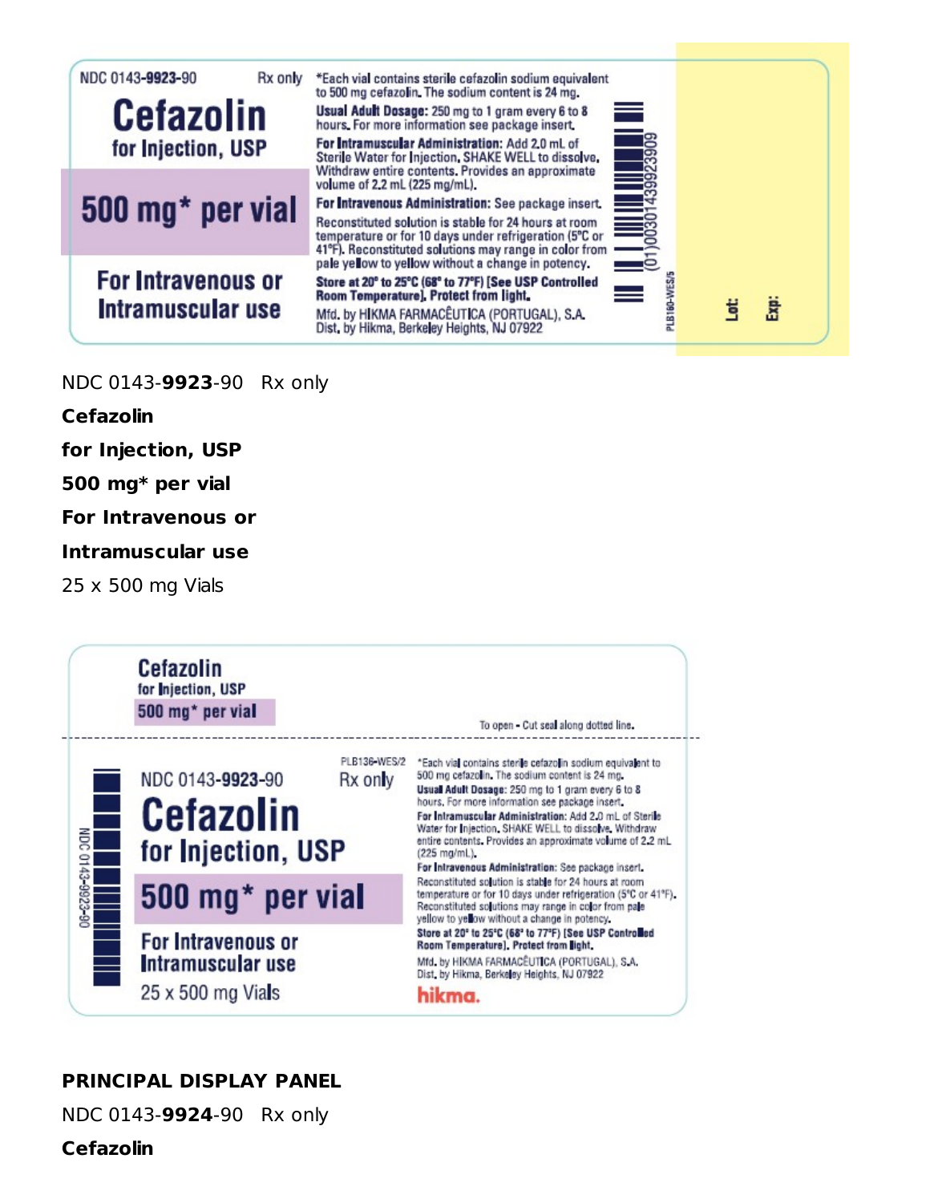NDC 0143-9923-90 Rx only

*Each vial contains sterile cefazolin sodium equivalent to 500 mg cefazolin. The sodium content is 24 mg.

**Cefazolin**

**for Injection, USP**

**500 mg* per vial**

**For Intravenous or Intramuscular use**

**Usual Adult Dosage:** 250 mg to 1 gram every 6 to 8 hours. For more information see package insert.

**For Intramuscular Administration:** Add 2.0 mL of Sterile Water for Injection. SHAKE WELL to dissolve. Withdraw entire contents. Provides an approximate volume of 2.2 mL (225 mg/mL).

**For Intravenous Administration:** See package insert.

Reconstituted solution is stable for 24 hours at room temperature or for 10 days under refrigeration (5°C or 41°F). Reconstituted solutions may range in color from pale yellow to yellow without a change in potency.

**Store at 20° to 25°C (68° to 77°F) [See USP Controlled Room Temperature]. Protect from light.**

Mfd. by HIKMA FARMACÊUTICA (PORTUGAL), S.A.
Dist. by Hikma, Berkeley Heights, NJ 07922

(01)00301439923909

PLB160-WES/5

Lot:

Exp:

NDC 0143-**9923**-90 Rx only

**Cefazolin**

**for Injection, USP**

**500 mg* per vial**

**For Intravenous or**

**Intramuscular use**

25 x 500 mg Vials

Cefazolin
for Injection, USP
500 mg* per vial

To open - Cut seal along dotted line.

NDC 0143-9923-90

PLB136-WES/2

NDC 0143-9923-90 Rx only

**Cefazolin**

**for Injection, USP**

**500 mg* per vial**

**For Intravenous or Intramuscular use**

25 x 500 mg Vials

*Each vial contains sterile cefazolin sodium equivalent to 500 mg cefazolin. The sodium content is 24 mg.

**Usual Adult Dosage:** 250 mg to 1 gram every 6 to 8 hours. For more information see package insert.

**For Intramuscular Administration:** Add 2.0 mL of Sterile Water for Injection. SHAKE WELL to dissolve. Withdraw entire contents. Provides an approximate volume of 2.2 mL (225 mg/mL).

**For Intravenous Administration:** See package insert.

Reconstituted solution is stable for 24 hours at room temperature or for 10 days under refrigeration (5°C or 41°F). Reconstituted solutions may range in color from pale yellow to yellow without a change in potency.

**Store at 20° to 25°C (68° to 77°F) [See USP Controlled Room Temperature]. Protect from light.**

Mfd. by HIKMA FARMACÊUTICA (PORTUGAL), S.A.
Dist. by Hikma, Berkeley Heights, NJ 07922

hikma.

**PRINCIPAL DISPLAY PANEL**

NDC 0143-**9924**-90 Rx only

**Cefazolin**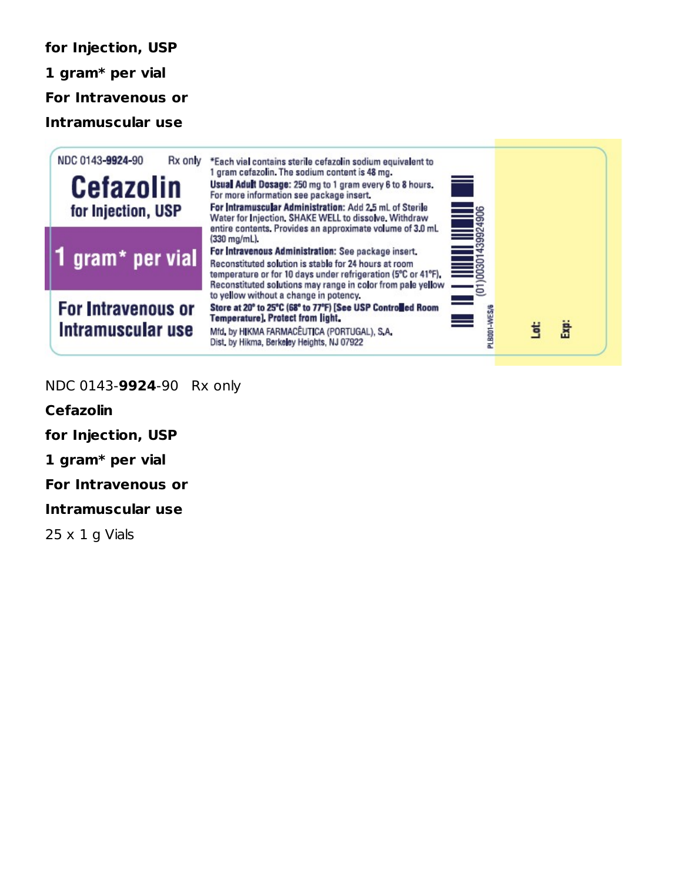**for Injection, USP**

**1 gram* per vial**

**For Intravenous or**

**Intramuscular use**

NDC 0143-**9924**-90 Rx only

**Cefazolin**

**for Injection, USP**

**1 gram* per vial**

**For Intravenous or Intramuscular use**

*Each vial contains sterile cefazolin sodium equivalent to 1 gram cefazolin. The sodium content is 48 mg.

**Usual Adult Dosage:** 250 mg to 1 gram every 6 to 8 hours. For more information see package insert.

**For Intramuscular Administration:** Add 2.5 mL of Sterile Water for Injection. SHAKE WELL to dissolve. Withdraw entire contents. Provides an approximate volume of 3.0 mL (330 mg/mL).

**For Intravenous Administration:** See package insert.

Reconstituted solution is stable for 24 hours at room temperature or for 10 days under refrigeration (5°C or 41°F). Reconstituted solutions may range in color from pale yellow to yellow without a change in potency.

**Store at 20° to 25°C (68° to 77°F) [See USP Controlled Room Temperature]. Protect from light.**

Mfd. by HIKMA FARMACÊUTICA (PORTUGAL), S.A.
Dist. by Hikma, Berkeley Heights, NJ 07922

(01)00301439924906

PL8001-WES/6

Lot:

Exp:

NDC 0143-**9924**-90 Rx only

**Cefazolin**

**for Injection, USP**

**1 gram* per vial**

**For Intravenous or**

**Intramuscular use**

25 x 1 g Vials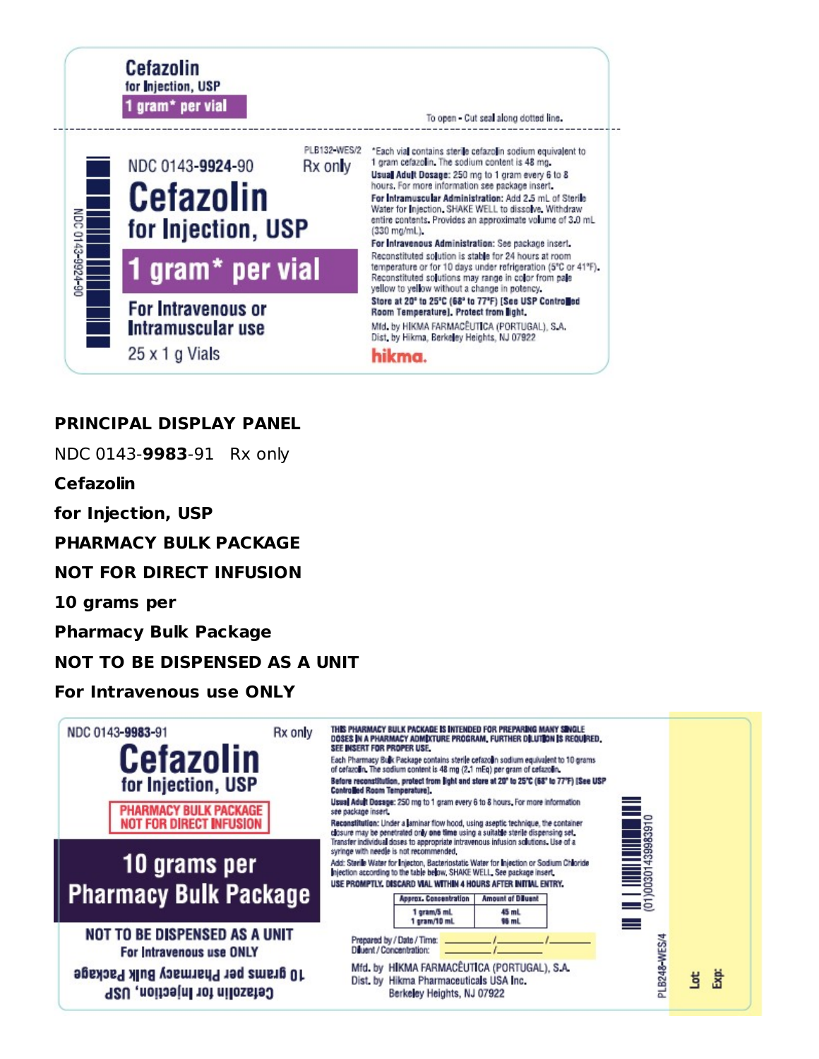Cefazolin

for Injection, USP

1 gram* per vial

To open - Cut seal along dotted line.

NDC 0143-**9924**-90

PLB132-WES/2

Rx only

# Cefazolin

for Injection, USP

**1 gram* per vial**

For Intravenous or Intramuscular use

25 x 1 g Vials

*Each vial contains sterile cefazolin sodium equivalent to 1 gram cefazolin. The sodium content is 48 mg.

**Usual Adult Dosage:** 250 mg to 1 gram every 6 to 8 hours. For more information see package insert.

**For Intramuscular Administration:** Add 2.5 mL of Sterile Water for Injection. SHAKE WELL to dissolve. Withdraw entire contents. Provides an approximate volume of 3.0 mL (330 mg/mL).

**For Intravenous Administration:** See package insert.

Reconstituted solution is stable for 24 hours at room temperature or for 10 days under refrigeration (5°C or 41°F). Reconstituted solutions may range in color from pale yellow to yellow without a change in potency.

**Store at 20° to 25°C (68° to 77°F) [See USP Controlled Room Temperature]. Protect from light.**

Mfd. by HIKMA FARMACÊUTICA (PORTUGAL), S.A.
Dist. by Hikma, Berkeley Heights, NJ 07922

hikma.

**PRINCIPAL DISPLAY PANEL**

NDC 0143-**9983**-91 Rx only

**Cefazolin**

**for Injection, USP**

**PHARMACY BULK PACKAGE**

**NOT FOR DIRECT INFUSION**

**10 grams per**

**Pharmacy Bulk Package**

**NOT TO BE DISPENSED AS A UNIT**

**For Intravenous use ONLY**

NDC 0143-**9983**-91

Rx only

# Cefazolin

for Injection, USP

PHARMACY BULK PACKAGE
NOT FOR DIRECT INFUSION

**10 grams per Pharmacy Bulk Package**

NOT TO BE DISPENSED AS A UNIT

For Intravenous use ONLY

10 grams per Pharmacy Bulk Package
Cefazolin for Injection, USP

**THIS PHARMACY BULK PACKAGE IS INTENDED FOR PREPARING MANY SINGLE DOSES IN A PHARMACY ADMIXTURE PROGRAM. FURTHER DILUTION IS REQUIRED. SEE INSERT FOR PROPER USE.**

Each Pharmacy Bulk Package contains sterile cefazolin sodium equivalent to 10 grams of cefazolin. The sodium content is 48 mg (2.1 mEq) per gram of cefazolin.

**Before reconstitution, protect from light and store at 20° to 25°C (68° to 77°F) [See USP Controlled Room Temperature].**

**Usual Adult Dosage:** 250 mg to 1 gram every 6 to 8 hours. For more information see package insert.

**Reconstitution:** Under a laminar flow hood, using aseptic technique, the container closure may be penetrated only **one time** using a suitable sterile dispensing set. Transfer individual doses to appropriate intravenous infusion solutions. Use of a syringe with needle is not recommended.

Add: Sterile Water for Injection, Bacteriostatic Water for Injection or Sodium Chloride Injection according to the table below, SHAKE WELL. See package insert.

**USE PROMPTLY. DISCARD VIAL WITHIN 4 HOURS AFTER INITIAL ENTRY.**

| Approx. Concentration | Amount of Diluent |
| --- | --- |
| 1 gram/5 mL | 45 mL |
| 1 gram/10 mL | 96 mL |

Prepared by / Date / Time: \_\_\_\_\_ / \_\_\_\_\_ / \_\_\_\_\_
Diluent / Concentration: \_\_\_\_\_ / \_\_\_\_\_

Mfd. by HIKMA FARMACÊUTICA (PORTUGAL), S.A.
Dist. by Hikma Pharmaceuticals USA Inc.
Berkeley Heights, NJ 07922

(01)00301439983910

PLB248-WES/4

Lot:

Exp: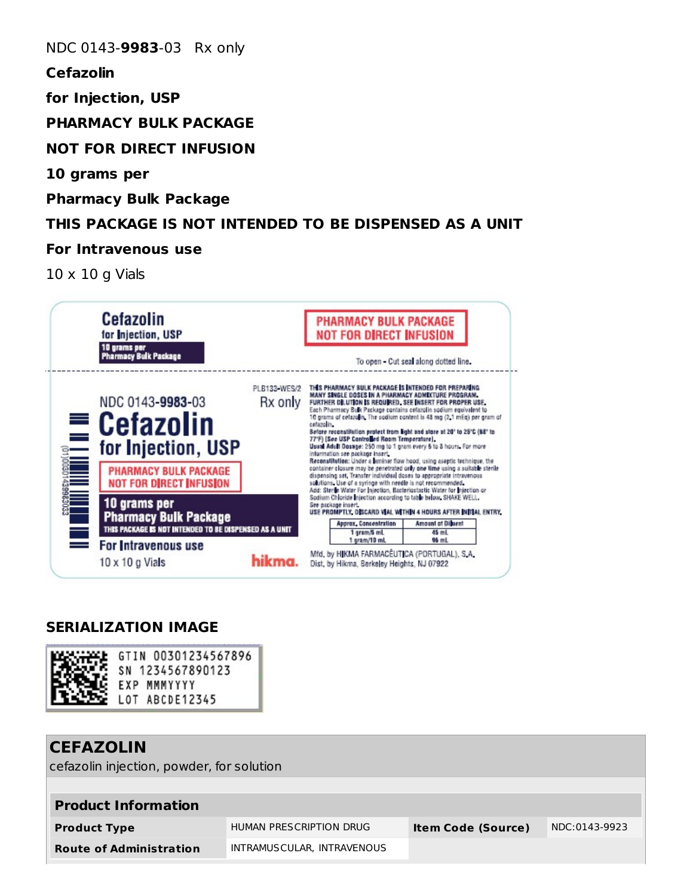NDC 0143-**9983**-03 Rx only

**Cefazolin**

**for Injection, USP**

**PHARMACY BULK PACKAGE**

**NOT FOR DIRECT INFUSION**

**10 grams per**

**Pharmacy Bulk Package**

**THIS PACKAGE IS NOT INTENDED TO BE DISPENSED AS A UNIT**

**For Intravenous use**

10 x 10 g Vials

Cefazolin for Injection, USP

10 grams per Pharmacy Bulk Package

PHARMACY BULK PACKAGE NOT FOR DIRECT INFUSION

To open - Cut seal along dotted line.

PLB133-WES/2

NDC 0143-9983-03 Rx only

Cefazolin for Injection, USP

PHARMACY BULK PACKAGE NOT FOR DIRECT INFUSION

10 grams per Pharmacy Bulk Package

THIS PACKAGE IS NOT INTENDED TO BE DISPENSED AS A UNIT

For Intravenous use

10 x 10 g Vials

(01)00301439983033

**THIS PHARMACY BULK PACKAGE IS INTENDED FOR PREPARING MANY SINGLE DOSES IN A PHARMACY ADMIXTURE PROGRAM. FURTHER DILUTION IS REQUIRED. SEE INSERT FOR PROPER USE.**

Each Pharmacy Bulk Package contains cefazolin sodium equivalent to 10 grams of cefazolin. The sodium content is 48 mg (2.1 mEq) per gram of cefazolin.

**Before reconstitution protect from light and store at 20° to 25°C (68° to 77°F) [See USP Controlled Room Temperature].**

**Usual Adult Dosage:** 250 mg to 1 gram every 6 to 8 hours. For more information see package insert.

**Reconstitution:** Under a laminar flow hood, using aseptic technique, the container closure may be penetrated only one time using a suitable sterile dispensing set. Transfer individual doses to appropriate intravenous solutions. Use of a syringe with needle is not recommended.

Add: Sterile Water For Injection, Bacteriostatic Water for Injection or Sodium Chloride Injection according to table below. SHAKE WELL.

See package insert.

**USE PROMPTLY. DISCARD VIAL WITHIN 4 HOURS AFTER INITIAL ENTRY.**

| Approx. Concentration | Amount of Diluent |
| --- | --- |
| 1 gram/5 mL | 45 mL |
| 1 gram/10 mL | 96 mL |

hikma.

Mfd. by HIKMA FARMACÊUTICA (PORTUGAL), S.A.
Dist. by Hikma, Berkeley Heights, NJ 07922

## SERIALIZATION IMAGE

GTIN 00301234567896
SN 1234567890123
EXP MMMYYYY
LOT ABCDE12345

| **CEFAZOLIN** | | | |
| --- | --- | --- | --- |
| cefazolin injection, powder, for solution | | | |
| **Product Information** | | | |
| **Product Type** | HUMAN PRESCRIPTION DRUG | **Item Code (Source)** | NDC:0143-9923 |
| **Route of Administration** | INTRAMUSCULAR, INTRAVENOUS | | |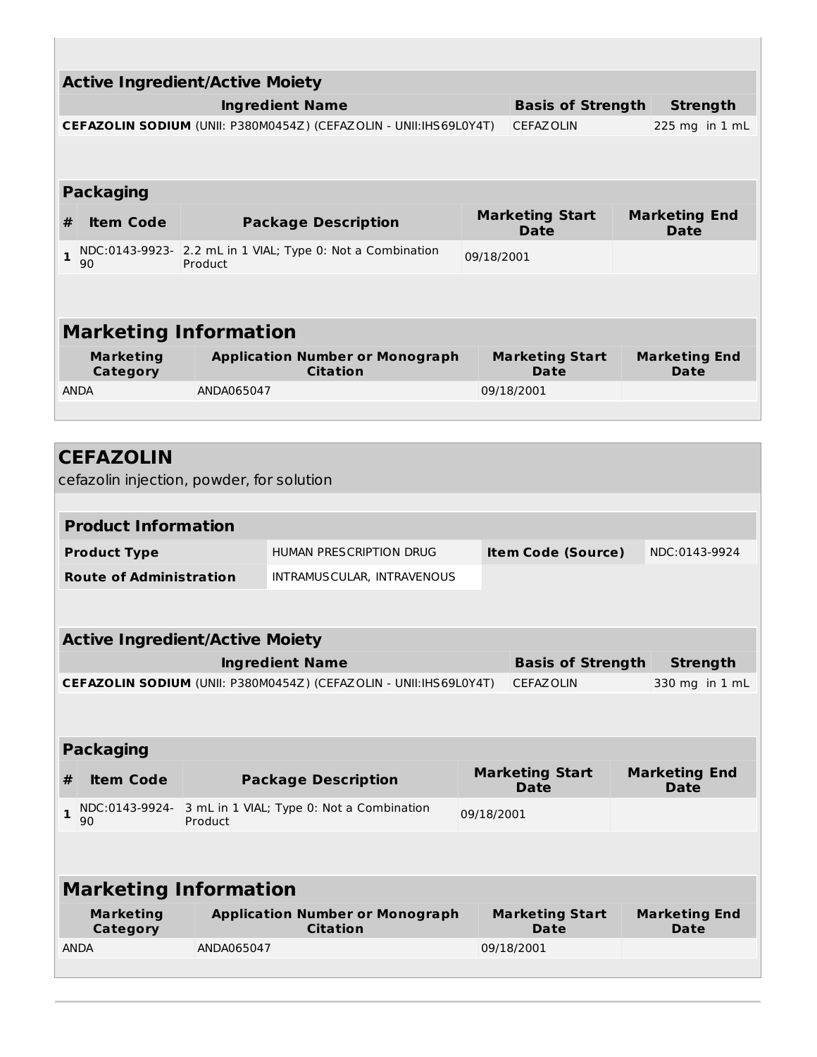| Active Ingredient/Active Moiety | | |
|---|---|---|
| **Ingredient Name** | **Basis of Strength** | **Strength** |
| **CEFAZOLIN SODIUM** (UNII: P380M0454Z) (CEFAZOLIN - UNII:IHS69L0Y4T) | CEFAZOLIN | 225 mg in 1 mL |

| Packaging | | | | |
|---|---|---|---|---|
| **#** | **Item Code** | **Package Description** | **Marketing Start Date** | **Marketing End Date** |
| 1 | NDC:0143-9923-90 | 2.2 mL in 1 VIAL; Type 0: Not a Combination Product | 09/18/2001 | |

| Marketing Information | | | |
|---|---|---|---|
| **Marketing Category** | **Application Number or Monograph Citation** | **Marketing Start Date** | **Marketing End Date** |
| ANDA | ANDA065047 | 09/18/2001 | |

## CEFAZOLIN

cefazolin injection, powder, for solution

| Product Information | | | |
|---|---|---|---|
| **Product Type** | HUMAN PRESCRIPTION DRUG | **Item Code (Source)** | NDC:0143-9924 |
| **Route of Administration** | INTRAMUSCULAR, INTRAVENOUS | | |

| Active Ingredient/Active Moiety | | |
|---|---|---|
| **Ingredient Name** | **Basis of Strength** | **Strength** |
| **CEFAZOLIN SODIUM** (UNII: P380M0454Z) (CEFAZOLIN - UNII:IHS69L0Y4T) | CEFAZOLIN | 330 mg in 1 mL |

| Packaging | | | | |
|---|---|---|---|---|
| **#** | **Item Code** | **Package Description** | **Marketing Start Date** | **Marketing End Date** |
| 1 | NDC:0143-9924-90 | 3 mL in 1 VIAL; Type 0: Not a Combination Product | 09/18/2001 | |

| Marketing Information | | | |
|---|---|---|---|
| **Marketing Category** | **Application Number or Monograph Citation** | **Marketing Start Date** | **Marketing End Date** |
| ANDA | ANDA065047 | 09/18/2001 | |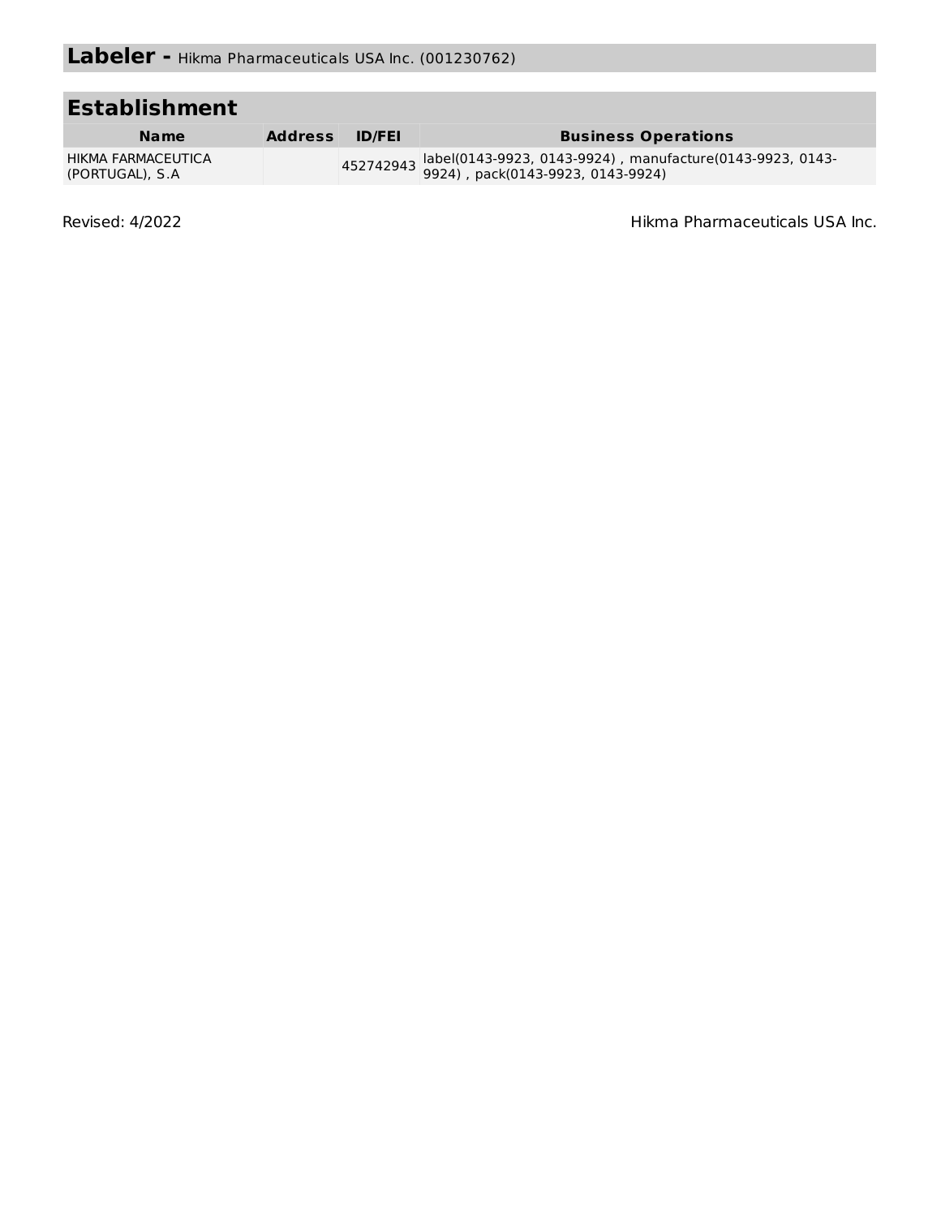## Labeler - Hikma Pharmaceuticals USA Inc. (001230762)

## Establishment

| Name | Address | ID/FEI | Business Operations |
| --- | --- | --- | --- |
| HIKMA FARMACEUTICA (PORTUGAL), S.A | | 452742943 | label(0143-9923, 0143-9924) , manufacture(0143-9923, 0143-9924) , pack(0143-9923, 0143-9924) |

Revised: 4/2022

Hikma Pharmaceuticals USA Inc.